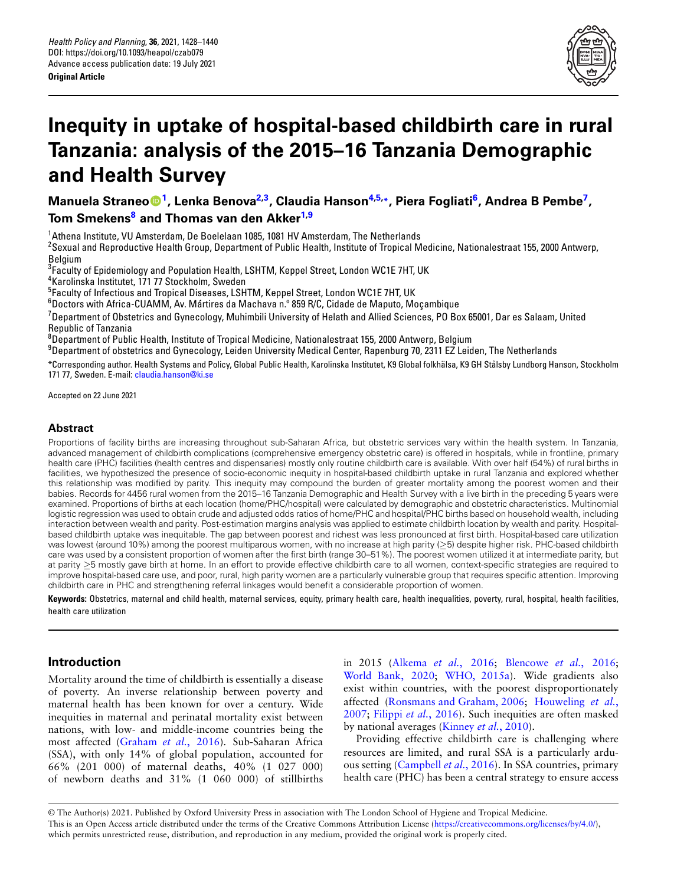Health Policy and Planning, **36**, 2021, 1428–1440
DOI: https://doi.org/10.1093/heapol/czab079
Advance access publication date: 19 July 2021
**Original Article**

# Inequity in uptake of hospital-based childbirth care in rural Tanzania: analysis of the 2015–16 Tanzania Demographic and Health Survey

**Manuela Straneo[1], Lenka Benova[2,3], Claudia Hanson[4,5,*], Piera Fogliati[6], Andrea B Pembe[7], Tom Smekens[8] and Thomas van den Akker[1,9]**

[1]Athena Institute, VU Amsterdam, De Boelelaan 1085, 1081 HV Amsterdam, The Netherlands
[2]Sexual and Reproductive Health Group, Department of Public Health, Institute of Tropical Medicine, Nationalestraat 155, 2000 Antwerp, Belgium
[3]Faculty of Epidemiology and Population Health, LSHTM, Keppel Street, London WC1E 7HT, UK
[4]Karolinska Institutet, 171 77 Stockholm, Sweden
[5]Faculty of Infectious and Tropical Diseases, LSHTM, Keppel Street, London WC1E 7HT, UK
[6]Doctors with Africa-CUAMM, Av. Mártires da Machava n.º 859 R/C, Cidade de Maputo, Moçambique
[7]Department of Obstetrics and Gynecology, Muhimbili University of Helath and Allied Sciences, PO Box 65001, Dar es Salaam, United Republic of Tanzania
[8]Department of Public Health, Institute of Tropical Medicine, Nationalestraat 155, 2000 Antwerp, Belgium
[9]Department of obstetrics and Gynecology, Leiden University Medical Center, Rapenburg 70, 2311 EZ Leiden, The Netherlands

*Corresponding author. Health Systems and Policy, Global Public Health, Karolinska Institutet, K9 Global folkhälsa, K9 GH Stålsby Lundborg Hanson, Stockholm 171 77, Sweden. E-mail: claudia.hanson@ki.se

Accepted on 22 June 2021

## Abstract

Proportions of facility births are increasing throughout sub-Saharan Africa, but obstetric services vary within the health system. In Tanzania, advanced management of childbirth complications (comprehensive emergency obstetric care) is offered in hospitals, while in frontline, primary health care (PHC) facilities (health centres and dispensaries) mostly only routine childbirth care is available. With over half (54%) of rural births in facilities, we hypothesized the presence of socio-economic inequity in hospital-based childbirth uptake in rural Tanzania and explored whether this relationship was modified by parity. This inequity may compound the burden of greater mortality among the poorest women and their babies. Records for 4456 rural women from the 2015–16 Tanzania Demographic and Health Survey with a live birth in the preceding 5 years were examined. Proportions of births at each location (home/PHC/hospital) were calculated by demographic and obstetric characteristics. Multinomial logistic regression was used to obtain crude and adjusted odds ratios of home/PHC and hospital/PHC births based on household wealth, including interaction between wealth and parity. Post-estimation margins analysis was applied to estimate childbirth location by wealth and parity. Hospital-based childbirth uptake was inequitable. The gap between poorest and richest was less pronounced at first birth. Hospital-based care utilization was lowest (around 10%) among the poorest multiparous women, with no increase at high parity (≥5) despite higher risk. PHC-based childbirth care was used by a consistent proportion of women after the first birth (range 30–51%). The poorest women utilized it at intermediate parity, but at parity ≥5 mostly gave birth at home. In an effort to provide effective childbirth care to all women, context-specific strategies are required to improve hospital-based care use, and poor, rural, high parity women are a particularly vulnerable group that requires specific attention. Improving childbirth care in PHC and strengthening referral linkages would benefit a considerable proportion of women.

**Keywords:** Obstetrics, maternal and child health, maternal services, equity, primary health care, health inequalities, poverty, rural, hospital, health facilities, health care utilization

## Introduction

Mortality around the time of childbirth is essentially a disease of poverty. An inverse relationship between poverty and maternal health has been known for over a century. Wide inequities in maternal and perinatal mortality exist between nations, with low- and middle-income countries being the most affected (Graham *et al.*, 2016). Sub-Saharan Africa (SSA), with only 14% of global population, accounted for 66% (201 000) of maternal deaths, 40% (1 027 000) of newborn deaths and 31% (1 060 000) of stillbirths in 2015 (Alkema *et al.*, 2016; Blencowe *et al.*, 2016; World Bank, 2020; WHO, 2015a). Wide gradients also exist within countries, with the poorest disproportionately affected (Ronsmans and Graham, 2006; Houweling *et al.*, 2007; Filippi *et al.*, 2016). Such inequities are often masked by national averages (Kinney *et al.*, 2010).

Providing effective childbirth care is challenging where resources are limited, and rural SSA is a particularly arduous setting (Campbell *et al.*, 2016). In SSA countries, primary health care (PHC) has been a central strategy to ensure access

© The Author(s) 2021. Published by Oxford University Press in association with The London School of Hygiene and Tropical Medicine.
This is an Open Access article distributed under the terms of the Creative Commons Attribution License (https://creativecommons.org/licenses/by/4.0/), which permits unrestricted reuse, distribution, and reproduction in any medium, provided the original work is properly cited.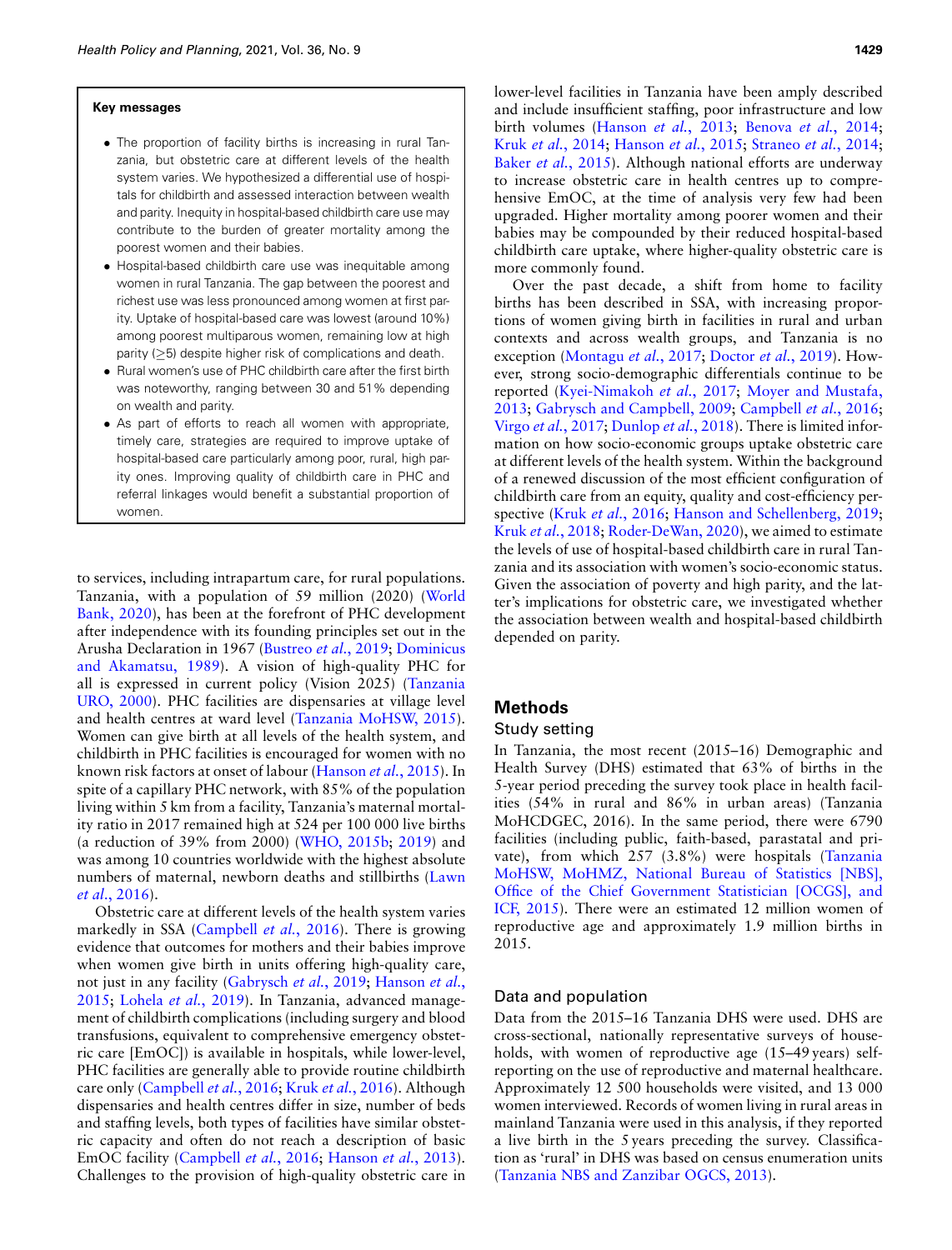**Key messages**

- The proportion of facility births is increasing in rural Tanzania, but obstetric care at different levels of the health system varies. We hypothesized a differential use of hospitals for childbirth and assessed interaction between wealth and parity. Inequity in hospital-based childbirth care use may contribute to the burden of greater mortality among the poorest women and their babies.
- Hospital-based childbirth care use was inequitable among women in rural Tanzania. The gap between the poorest and richest use was less pronounced among women at first parity. Uptake of hospital-based care was lowest (around 10%) among poorest multiparous women, remaining low at high parity (≥5) despite higher risk of complications and death.
- Rural women's use of PHC childbirth care after the first birth was noteworthy, ranging between 30 and 51% depending on wealth and parity.
- As part of efforts to reach all women with appropriate, timely care, strategies are required to improve uptake of hospital-based care particularly among poor, rural, high parity ones. Improving quality of childbirth care in PHC and referral linkages would benefit a substantial proportion of women.

to services, including intrapartum care, for rural populations. Tanzania, with a population of 59 million (2020) (World Bank, 2020), has been at the forefront of PHC development after independence with its founding principles set out in the Arusha Declaration in 1967 (Bustreo *et al.*, 2019; Dominicus and Akamatsu, 1989). A vision of high-quality PHC for all is expressed in current policy (Vision 2025) (Tanzania URO, 2000). PHC facilities are dispensaries at village level and health centres at ward level (Tanzania MoHSW, 2015). Women can give birth at all levels of the health system, and childbirth in PHC facilities is encouraged for women with no known risk factors at onset of labour (Hanson *et al.*, 2015). In spite of a capillary PHC network, with 85% of the population living within 5 km from a facility, Tanzania's maternal mortality ratio in 2017 remained high at 524 per 100 000 live births (a reduction of 39% from 2000) (WHO, 2015b; 2019) and was among 10 countries worldwide with the highest absolute numbers of maternal, newborn deaths and stillbirths (Lawn *et al.*, 2016).

Obstetric care at different levels of the health system varies markedly in SSA (Campbell *et al.*, 2016). There is growing evidence that outcomes for mothers and their babies improve when women give birth in units offering high-quality care, not just in any facility (Gabrysch *et al.*, 2019; Hanson *et al.*, 2015; Lohela *et al.*, 2019). In Tanzania, advanced management of childbirth complications (including surgery and blood transfusions, equivalent to comprehensive emergency obstetric care [EmOC]) is available in hospitals, while lower-level, PHC facilities are generally able to provide routine childbirth care only (Campbell *et al.*, 2016; Kruk *et al.*, 2016). Although dispensaries and health centres differ in size, number of beds and staffing levels, both types of facilities have similar obstetric capacity and often do not reach a description of basic EmOC facility (Campbell *et al.*, 2016; Hanson *et al.*, 2013). Challenges to the provision of high-quality obstetric care in lower-level facilities in Tanzania have been amply described and include insufficient staffing, poor infrastructure and low birth volumes (Hanson *et al.*, 2013; Benova *et al.*, 2014; Kruk *et al.*, 2014; Hanson *et al.*, 2015; Straneo *et al.*, 2014; Baker *et al.*, 2015). Although national efforts are underway to increase obstetric care in health centres up to comprehensive EmOC, at the time of analysis very few had been upgraded. Higher mortality among poorer women and their babies may be compounded by their reduced hospital-based childbirth care uptake, where higher-quality obstetric care is more commonly found.

Over the past decade, a shift from home to facility births has been described in SSA, with increasing proportions of women giving birth in facilities in rural and urban contexts and across wealth groups, and Tanzania is no exception (Montagu *et al.*, 2017; Doctor *et al.*, 2019). However, strong socio-demographic differentials continue to be reported (Kyei-Nimakoh *et al.*, 2017; Moyer and Mustafa, 2013; Gabrysch and Campbell, 2009; Campbell *et al.*, 2016; Virgo *et al.*, 2017; Dunlop *et al.*, 2018). There is limited information on how socio-economic groups uptake obstetric care at different levels of the health system. Within the background of a renewed discussion of the most efficient configuration of childbirth care from an equity, quality and cost-efficiency perspective (Kruk *et al.*, 2016; Hanson and Schellenberg, 2019; Kruk *et al.*, 2018; Roder-DeWan, 2020), we aimed to estimate the levels of use of hospital-based childbirth care in rural Tanzania and its association with women's socio-economic status. Given the association of poverty and high parity, and the latter's implications for obstetric care, we investigated whether the association between wealth and hospital-based childbirth depended on parity.

## Methods

### Study setting

In Tanzania, the most recent (2015–16) Demographic and Health Survey (DHS) estimated that 63% of births in the 5-year period preceding the survey took place in health facilities (54% in rural and 86% in urban areas) (Tanzania MoHCDGEC, 2016). In the same period, there were 6790 facilities (including public, faith-based, parastatal and private), from which 257 (3.8%) were hospitals (Tanzania MoHSW, MoHMZ, National Bureau of Statistics [NBS], Office of the Chief Government Statistician [OCGS], and ICF, 2015). There were an estimated 12 million women of reproductive age and approximately 1.9 million births in 2015.

### Data and population

Data from the 2015–16 Tanzania DHS were used. DHS are cross-sectional, nationally representative surveys of households, with women of reproductive age (15–49 years) self-reporting on the use of reproductive and maternal healthcare. Approximately 12 500 households were visited, and 13 000 women interviewed. Records of women living in rural areas in mainland Tanzania were used in this analysis, if they reported a live birth in the 5 years preceding the survey. Classification as 'rural' in DHS was based on census enumeration units (Tanzania NBS and Zanzibar OGCS, 2013).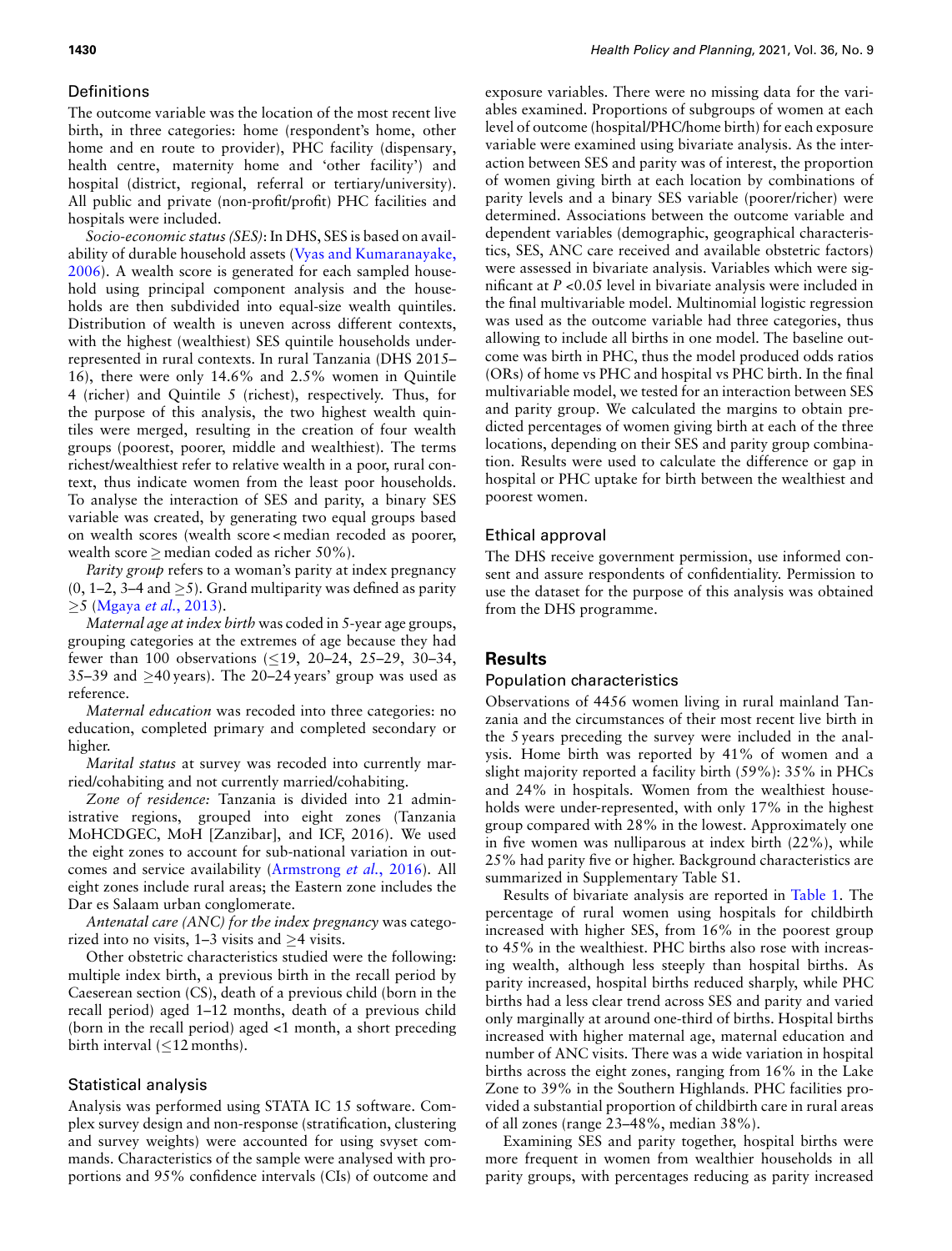## Definitions

The outcome variable was the location of the most recent live birth, in three categories: home (respondent's home, other home and en route to provider), PHC facility (dispensary, health centre, maternity home and 'other facility') and hospital (district, regional, referral or tertiary/university). All public and private (non-profit/profit) PHC facilities and hospitals were included.

*Socio-economic status (SES)*: In DHS, SES is based on availability of durable household assets (Vyas and Kumaranayake, 2006). A wealth score is generated for each sampled household using principal component analysis and the households are then subdivided into equal-size wealth quintiles. Distribution of wealth is uneven across different contexts, with the highest (wealthiest) SES quintile households underrepresented in rural contexts. In rural Tanzania (DHS 2015–16), there were only 14.6% and 2.5% women in Quintile 4 (richer) and Quintile 5 (richest), respectively. Thus, for the purpose of this analysis, the two highest wealth quintiles were merged, resulting in the creation of four wealth groups (poorest, poorer, middle and wealthiest). The terms richest/wealthiest refer to relative wealth in a poor, rural context, thus indicate women from the least poor households. To analyse the interaction of SES and parity, a binary SES variable was created, by generating two equal groups based on wealth scores (wealth score < median recoded as poorer, wealth score ≥ median coded as richer 50%).

*Parity group* refers to a woman's parity at index pregnancy (0, 1–2, 3–4 and ≥5). Grand multiparity was defined as parity ≥5 (Mgaya *et al.*, 2013).

*Maternal age at index birth* was coded in 5-year age groups, grouping categories at the extremes of age because they had fewer than 100 observations (≤19, 20–24, 25–29, 30–34, 35–39 and ≥40 years). The 20–24 years' group was used as reference.

*Maternal education* was recoded into three categories: no education, completed primary and completed secondary or higher.

*Marital status* at survey was recoded into currently married/cohabiting and not currently married/cohabiting.

*Zone of residence:* Tanzania is divided into 21 administrative regions, grouped into eight zones (Tanzania MoHCDGEC, MoH [Zanzibar], and ICF, 2016). We used the eight zones to account for sub-national variation in outcomes and service availability (Armstrong *et al.*, 2016). All eight zones include rural areas; the Eastern zone includes the Dar es Salaam urban conglomerate.

*Antenatal care (ANC) for the index pregnancy* was categorized into no visits, 1–3 visits and ≥4 visits.

Other obstetric characteristics studied were the following: multiple index birth, a previous birth in the recall period by Caeserean section (CS), death of a previous child (born in the recall period) aged 1–12 months, death of a previous child (born in the recall period) aged <1 month, a short preceding birth interval (≤12 months).

## Statistical analysis

Analysis was performed using STATA IC 15 software. Complex survey design and non-response (stratification, clustering and survey weights) were accounted for using svyset commands. Characteristics of the sample were analysed with proportions and 95% confidence intervals (CIs) of outcome and exposure variables. There were no missing data for the variables examined. Proportions of subgroups of women at each level of outcome (hospital/PHC/home birth) for each exposure variable were examined using bivariate analysis. As the interaction between SES and parity was of interest, the proportion of women giving birth at each location by combinations of parity levels and a binary SES variable (poorer/richer) were determined. Associations between the outcome variable and dependent variables (demographic, geographical characteristics, SES, ANC care received and available obstetric factors) were assessed in bivariate analysis. Variables which were significant at $P$ <0.05 level in bivariate analysis were included in the final multivariable model. Multinomial logistic regression was used as the outcome variable had three categories, thus allowing to include all births in one model. The baseline outcome was birth in PHC, thus the model produced odds ratios (ORs) of home vs PHC and hospital vs PHC birth. In the final multivariable model, we tested for an interaction between SES and parity group. We calculated the margins to obtain predicted percentages of women giving birth at each of the three locations, depending on their SES and parity group combination. Results were used to calculate the difference or gap in hospital or PHC uptake for birth between the wealthiest and poorest women.

## Ethical approval

The DHS receive government permission, use informed consent and assure respondents of confidentiality. Permission to use the dataset for the purpose of this analysis was obtained from the DHS programme.

# Results

## Population characteristics

Observations of 4456 women living in rural mainland Tanzania and the circumstances of their most recent live birth in the 5 years preceding the survey were included in the analysis. Home birth was reported by 41% of women and a slight majority reported a facility birth (59%): 35% in PHCs and 24% in hospitals. Women from the wealthiest households were under-represented, with only 17% in the highest group compared with 28% in the lowest. Approximately one in five women was nulliparous at index birth (22%), while 25% had parity five or higher. Background characteristics are summarized in Supplementary Table S1.

Results of bivariate analysis are reported in Table 1. The percentage of rural women using hospitals for childbirth increased with higher SES, from 16% in the poorest group to 45% in the wealthiest. PHC births also rose with increasing wealth, although less steeply than hospital births. As parity increased, hospital births reduced sharply, while PHC births had a less clear trend across SES and parity and varied only marginally at around one-third of births. Hospital births increased with higher maternal age, maternal education and number of ANC visits. There was a wide variation in hospital births across the eight zones, ranging from 16% in the Lake Zone to 39% in the Southern Highlands. PHC facilities provided a substantial proportion of childbirth care in rural areas of all zones (range 23–48%, median 38%).

Examining SES and parity together, hospital births were more frequent in women from wealthier households in all parity groups, with percentages reducing as parity increased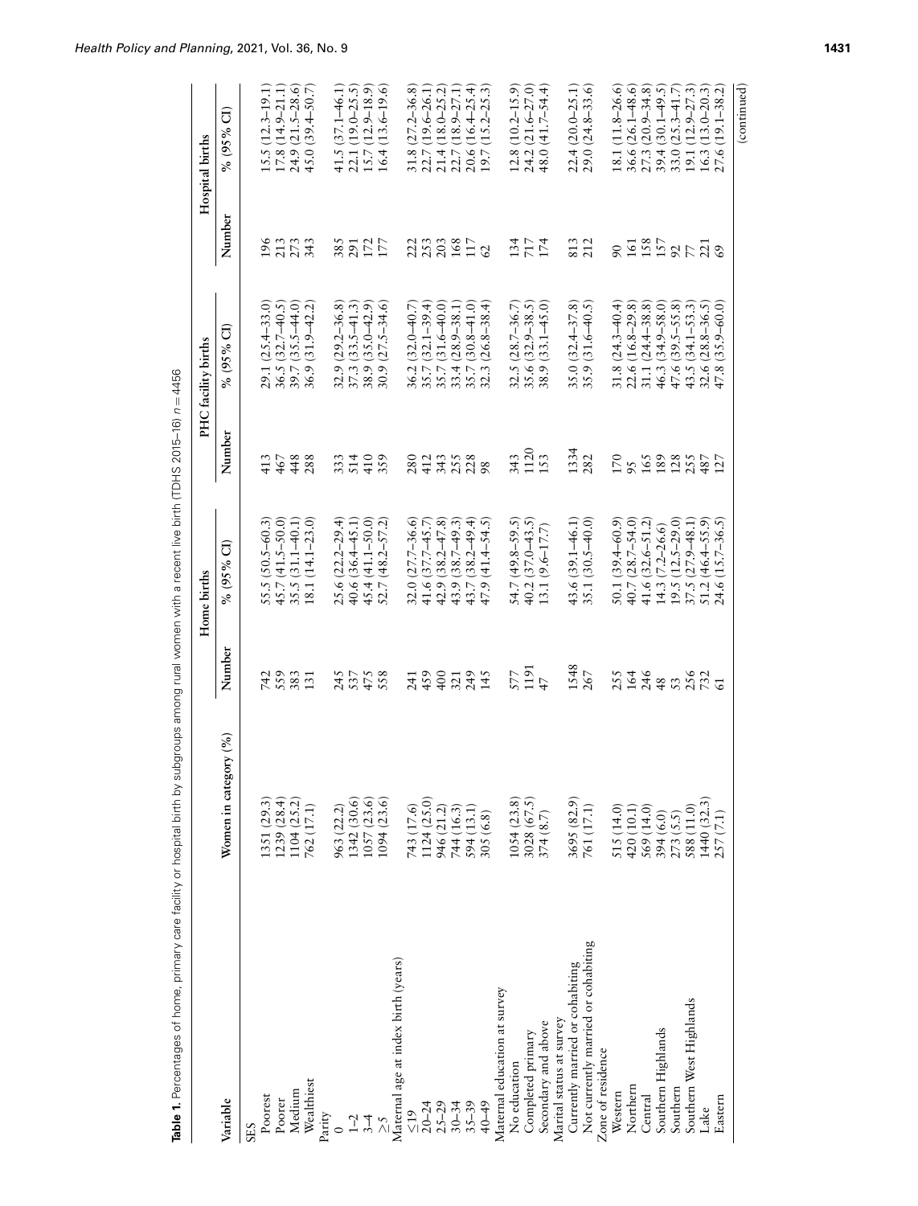**Table 1.** Percentages of home, primary care facility or hospital birth by subgroups among rural women with a recent live birth (TDHS 2015–16) $n = 4456$

| Variable | Women in category (%) | Home births | | PHC facility births | | Hospital births | |
|---|---|---|---|---|---|---|---|
| | | Number | % (95% CI) | Number | % (95% CI) | Number | % (95% CI) |
| SES | | | | | | | |
| Poorest | 1351 (29.3) | 742 | 55.5 (50.5–60.3) | 413 | 29.1 (25.4–33.0) | 196 | 15.5 (12.3–19.1) |
| Poorer | 1239 (28.4) | 559 | 45.7 (41.5–50.0) | 467 | 36.5 (32.7–40.5) | 213 | 17.8 (14.9–21.1) |
| Medium | 1104 (25.2) | 383 | 35.5 (31.1–40.1) | 448 | 39.7 (35.5–44.0) | 273 | 24.9 (21.5–28.6) |
| Wealthiest | 762 (17.1) | 131 | 18.1 (14.1–23.0) | 288 | 36.9 (31.9–42.2) | 343 | 45.0 (39.4–50.7) |
| Parity | | | | | | | |
| 0 | 963 (22.2) | 245 | 25.6 (22.2–29.4) | 333 | 32.9 (29.2–36.8) | 385 | 41.5 (37.1–46.1) |
| 1–2 | 1342 (30.6) | 537 | 40.6 (36.4–45.1) | 514 | 37.3 (33.5–41.3) | 291 | 22.1 (19.0–25.5) |
| 3–4 | 1057 (23.6) | 475 | 45.4 (41.1–50.0) | 410 | 38.9 (35.0–42.9) | 172 | 15.7 (12.9–18.9) |
| ≥5 | 1094 (23.6) | 558 | 52.7 (48.2–57.2) | 359 | 30.9 (27.5–34.6) | 177 | 16.4 (13.6–19.6) |
| Maternal age at index birth (years) | | | | | | | |
| ≤19 | 743 (17.6) | 241 | 32.0 (27.7–36.6) | 280 | 36.2 (32.0–40.7) | 222 | 31.8 (27.2–36.8) |
| 20–24 | 1124 (25.0) | 459 | 41.6 (37.7–45.7) | 412 | 35.7 (32.1–39.4) | 253 | 22.7 (19.6–26.1) |
| 25–29 | 946 (21.2) | 400 | 42.9 (38.2–47.8) | 343 | 35.7 (31.6–40.0) | 203 | 21.4 (18.0–25.2) |
| 30–34 | 744 (16.3) | 321 | 43.9 (38.7–49.3) | 255 | 33.4 (28.9–38.1) | 168 | 22.7 (18.9–27.1) |
| 35–39 | 594 (13.1) | 249 | 43.7 (38.2–49.4) | 228 | 35.7 (30.8–41.0) | 117 | 20.6 (16.4–25.4) |
| 40–49 | 305 (6.8) | 145 | 47.9 (41.4–54.5) | 98 | 32.3 (26.8–38.4) | 62 | 19.7 (15.2–25.3) |
| Maternal education at survey | | | | | | | |
| No education | 1054 (23.8) | 577 | 54.7 (49.8–59.5) | 343 | 32.5 (28.7–36.7) | 134 | 12.8 (10.2–15.9) |
| Completed primary | 3028 (67.5) | 1191 | 40.2 (37.0–43.5) | 1120 | 35.6 (32.9–38.5) | 717 | 24.2 (21.6–27.0) |
| Secondary and above | 374 (8.7) | 47 | 13.1 (9.6–17.7) | 153 | 38.9 (33.1–45.0) | 174 | 48.0 (41.7–54.4) |
| Marital status at survey | | | | | | | |
| Currently married or cohabiting | 3695 (82.9) | 1548 | 43.6 (39.1–46.1) | 1334 | 35.0 (32.4–37.8) | 813 | 22.4 (20.0–25.1) |
| Not currently married or cohabiting | 761 (17.1) | 267 | 35.1 (30.5–40.0) | 282 | 35.9 (31.6–40.5) | 212 | 29.0 (24.8–33.6) |
| Zone of residence | | | | | | | |
| Western | 515 (14.0) | 255 | 50.1 (39.4–60.9) | 170 | 31.8 (24.3–40.4) | 90 | 18.1 (11.8–26.6) |
| Northern | 420 (10.1) | 164 | 40.7 (28.7–54.0) | 95 | 22.6 (16.8–29.8) | 161 | 36.6 (26.1–48.6) |
| Central | 569 (14.0) | 246 | 41.6 (32.6–51.2) | 165 | 31.1 (24.4–38.8) | 158 | 27.3 (20.9–34.8) |
| Southern Highlands | 394 (6.0) | 48 | 14.3 (7.2–26.6) | 189 | 46.3 (34.9–58.0) | 157 | 39.4 (30.1–49.5) |
| Southern | 273 (5.5) | 53 | 19.5 (12.5–29.0) | 128 | 47.6 (39.5–55.8) | 92 | 33.0 (25.3–41.7) |
| Southern West Highlands | 588 (11.0) | 256 | 37.5 (27.9–48.1) | 255 | 43.5 (34.1–53.3) | 77 | 19.1 (12.9–27.3) |
| Lake | 1440 (32.3) | 732 | 51.2 (46.4–55.9) | 487 | 32.6 (28.8–36.5) | 221 | 16.3 (13.0–20.3) |
| Eastern | 257 (7.1) | 61 | 24.6 (15.7–36.5) | 127 | 47.8 (35.9–60.0) | 69 | 27.6 (19.1–38.2) |

(continued)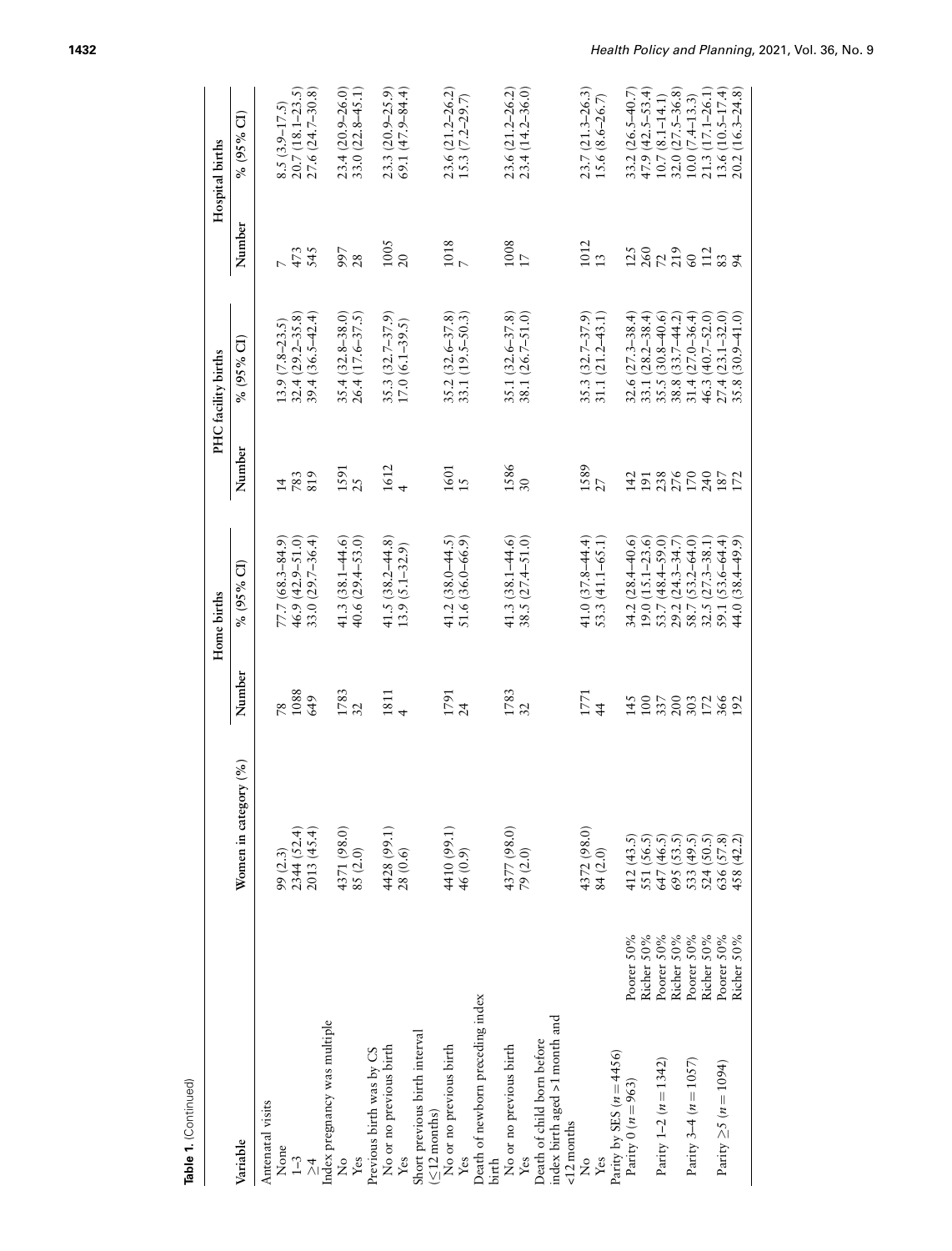**Table 1.** (Continued)

| Variable | | Women in category (%) | Home births | | PHC facility births | | Hospital births | |
|---|---|---|---|---|---|---|---|---|
| | | | Number | % (95% CI) | Number | % (95% CI) | Number | % (95% CI) |
| Antenatal visits | | | | | | | | |
| None | | 99 (2.3) | 78 | 77.7 (68.3–84.9) | 14 | 13.9 (7.8–23.5) | 7 | 8.5 (3.9–17.5) |
| 1–3 | | 2344 (52.4) | 1088 | 46.9 (42.9–51.0) | 783 | 32.4 (29.2–35.8) | 473 | 20.7 (18.1–23.5) |
| ≥4 | | 2013 (45.4) | 649 | 33.0 (29.7–36.4) | 819 | 39.4 (36.5–42.4) | 545 | 27.6 (24.7–30.8) |
| Index pregnancy was multiple | | | | | | | | |
| No | | 4371 (98.0) | 1783 | 41.3 (38.1–44.6) | 1591 | 35.4 (32.8–38.0) | 997 | 23.4 (20.9–26.0) |
| Yes | | 85 (2.0) | 32 | 40.6 (29.4–53.0) | 25 | 26.4 (17.6–37.5) | 28 | 33.0 (22.8–45.1) |
| Previous birth was by CS | | | | | | | | |
| No or no previous birth | | 4428 (99.1) | 1811 | 41.5 (38.2–44.8) | 1612 | 35.3 (32.7–37.9) | 1005 | 23.3 (20.9–25.9) |
| Yes | | 28 (0.6) | 4 | 13.9 (5.1–32.9) | 4 | 17.0 (6.1–39.5) | 20 | 69.1 (47.9–84.4) |
| Short previous birth interval (≤12 months) | | | | | | | | |
| No or no previous birth | | 4410 (99.1) | 1791 | 41.2 (38.0–44.5) | 1601 | 35.2 (32.6–37.8) | 1018 | 23.6 (21.2–26.2) |
| Yes | | 46 (0.9) | 24 | 51.6 (36.0–66.9) | 15 | 33.1 (19.5–50.3) | 7 | 15.3 (7.2–29.7) |
| Death of newborn preceding index birth | | | | | | | | |
| No or no previous birth | | 4377 (98.0) | 1783 | 41.3 (38.1–44.6) | 1586 | 35.1 (32.6–37.8) | 1008 | 23.6 (21.2–26.2) |
| Yes | | 79 (2.0) | 32 | 38.5 (27.4–51.0) | 30 | 38.1 (26.7–51.0) | 17 | 23.4 (14.2–36.0) |
| Death of child born before index birth aged >1 month and <12 months | | | | | | | | |
| No | | 4372 (98.0) | 1771 | 41.0 (37.8–44.4) | 1589 | 35.3 (32.7–37.9) | 1012 | 23.7 (21.3–26.3) |
| Yes | | 84 (2.0) | 44 | 53.3 (41.1–65.1) | 27 | 31.1 (21.2–43.1) | 13 | 15.6 (8.6–26.7) |
| Parity by SES ($n = 4456$) | | | | | | | | |
| Parity 0 ($n = 963$) | Poorer 50% | 412 (43.5) | 145 | 34.2 (28.4–40.6) | 142 | 32.6 (27.3–38.4) | 125 | 33.2 (26.5–40.7) |
| | Richer 50% | 551 (56.5) | 100 | 19.0 (15.1–23.6) | 191 | 33.1 (28.2–38.4) | 260 | 47.9 (42.5–53.4) |
| Parity 1–2 ($n = 1342$) | Poorer 50% | 647 (46.5) | 337 | 53.7 (48.4–59.0) | 238 | 35.5 (30.8–40.6) | 72 | 10.7 (8.1–14.1) |
| | Richer 50% | 695 (53.5) | 200 | 29.2 (24.3–34.7) | 276 | 38.8 (33.7–44.2) | 219 | 32.0 (27.5–36.8) |
| Parity 3–4 ($n = 1057$) | Poorer 50% | 533 (49.5) | 303 | 58.7 (53.2–64.0) | 170 | 31.4 (27.0–36.4) | 60 | 10.0 (7.4–13.3) |
| | Richer 50% | 524 (50.5) | 172 | 32.5 (27.3–38.1) | 240 | 46.3 (40.7–52.0) | 112 | 21.3 (17.1–26.1) |
| Parity ≥5 ($n = 1094$) | Poorer 50% | 636 (57.8) | 366 | 59.1 (53.6–64.4) | 187 | 27.4 (23.1–32.0) | 83 | 13.6 (10.5–17.4) |
| | Richer 50% | 458 (42.2) | 192 | 44.0 (38.4–49.9) | 172 | 35.8 (30.9–41.0) | 94 | 20.2 (16.3–24.8) |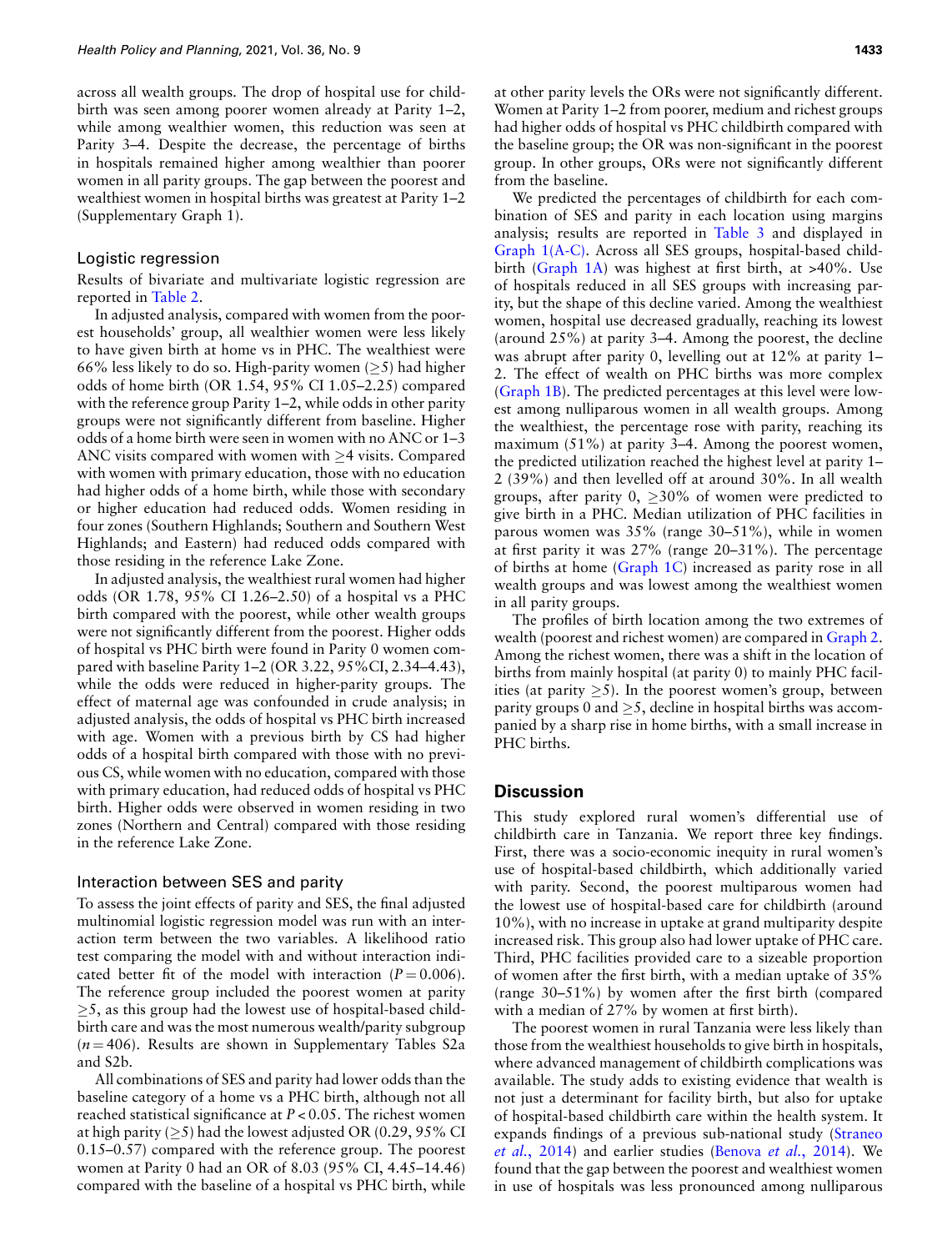across all wealth groups. The drop of hospital use for childbirth was seen among poorer women already at Parity 1–2, while among wealthier women, this reduction was seen at Parity 3–4. Despite the decrease, the percentage of births in hospitals remained higher among wealthier than poorer women in all parity groups. The gap between the poorest and wealthiest women in hospital births was greatest at Parity 1–2 (Supplementary Graph 1).

### Logistic regression

Results of bivariate and multivariate logistic regression are reported in Table 2.

In adjusted analysis, compared with women from the poorest households' group, all wealthier women were less likely to have given birth at home vs in PHC. The wealthiest were 66% less likely to do so. High-parity women (≥5) had higher odds of home birth (OR 1.54, 95% CI 1.05–2.25) compared with the reference group Parity 1–2, while odds in other parity groups were not significantly different from baseline. Higher odds of a home birth were seen in women with no ANC or 1–3 ANC visits compared with women with ≥4 visits. Compared with women with primary education, those with no education had higher odds of a home birth, while those with secondary or higher education had reduced odds. Women residing in four zones (Southern Highlands; Southern and Southern West Highlands; and Eastern) had reduced odds compared with those residing in the reference Lake Zone.

In adjusted analysis, the wealthiest rural women had higher odds (OR 1.78, 95% CI 1.26–2.50) of a hospital vs a PHC birth compared with the poorest, while other wealth groups were not significantly different from the poorest. Higher odds of hospital vs PHC birth were found in Parity 0 women compared with baseline Parity 1–2 (OR 3.22, 95%CI, 2.34–4.43), while the odds were reduced in higher-parity groups. The effect of maternal age was confounded in crude analysis; in adjusted analysis, the odds of hospital vs PHC birth increased with age. Women with a previous birth by CS had higher odds of a hospital birth compared with those with no previous CS, while women with no education, compared with those with primary education, had reduced odds of hospital vs PHC birth. Higher odds were observed in women residing in two zones (Northern and Central) compared with those residing in the reference Lake Zone.

### Interaction between SES and parity

To assess the joint effects of parity and SES, the final adjusted multinomial logistic regression model was run with an interaction term between the two variables. A likelihood ratio test comparing the model with and without interaction indicated better fit of the model with interaction ($P = 0.006$). The reference group included the poorest women at parity ≥5, as this group had the lowest use of hospital-based childbirth care and was the most numerous wealth/parity subgroup ($n = 406$). Results are shown in Supplementary Tables S2a and S2b.

All combinations of SES and parity had lower odds than the baseline category of a home vs a PHC birth, although not all reached statistical significance at $P < 0.05$. The richest women at high parity (≥5) had the lowest adjusted OR (0.29, 95% CI 0.15–0.57) compared with the reference group. The poorest women at Parity 0 had an OR of 8.03 (95% CI, 4.45–14.46) compared with the baseline of a hospital vs PHC birth, while at other parity levels the ORs were not significantly different. Women at Parity 1–2 from poorer, medium and richest groups had higher odds of hospital vs PHC childbirth compared with the baseline group; the OR was non-significant in the poorest group. In other groups, ORs were not significantly different from the baseline.

We predicted the percentages of childbirth for each combination of SES and parity in each location using margins analysis; results are reported in Table 3 and displayed in Graph 1(A-C). Across all SES groups, hospital-based childbirth (Graph 1A) was highest at first birth, at >40%. Use of hospitals reduced in all SES groups with increasing parity, but the shape of this decline varied. Among the wealthiest women, hospital use decreased gradually, reaching its lowest (around 25%) at parity 3–4. Among the poorest, the decline was abrupt after parity 0, levelling out at 12% at parity 1–2. The effect of wealth on PHC births was more complex (Graph 1B). The predicted percentages at this level were lowest among nulliparous women in all wealth groups. Among the wealthiest, the percentage rose with parity, reaching its maximum (51%) at parity 3–4. Among the poorest women, the predicted utilization reached the highest level at parity 1–2 (39%) and then levelled off at around 30%. In all wealth groups, after parity 0, ≥30% of women were predicted to give birth in a PHC. Median utilization of PHC facilities in parous women was 35% (range 30–51%), while in women at first parity it was 27% (range 20–31%). The percentage of births at home (Graph 1C) increased as parity rose in all wealth groups and was lowest among the wealthiest women in all parity groups.

The profiles of birth location among the two extremes of wealth (poorest and richest women) are compared in Graph 2. Among the richest women, there was a shift in the location of births from mainly hospital (at parity 0) to mainly PHC facilities (at parity ≥5). In the poorest women's group, between parity groups 0 and ≥5, decline in hospital births was accompanied by a sharp rise in home births, with a small increase in PHC births.

## Discussion

This study explored rural women's differential use of childbirth care in Tanzania. We report three key findings. First, there was a socio-economic inequity in rural women's use of hospital-based childbirth, which additionally varied with parity. Second, the poorest multiparous women had the lowest use of hospital-based care for childbirth (around 10%), with no increase in uptake at grand multiparity despite increased risk. This group also had lower uptake of PHC care. Third, PHC facilities provided care to a sizeable proportion of women after the first birth, with a median uptake of 35% (range 30–51%) by women after the first birth (compared with a median of 27% by women at first birth).

The poorest women in rural Tanzania were less likely than those from the wealthiest households to give birth in hospitals, where advanced management of childbirth complications was available. The study adds to existing evidence that wealth is not just a determinant for facility birth, but also for uptake of hospital-based childbirth care within the health system. It expands findings of a previous sub-national study (Straneo *et al.*, 2014) and earlier studies (Benova *et al.*, 2014). We found that the gap between the poorest and wealthiest women in use of hospitals was less pronounced among nulliparous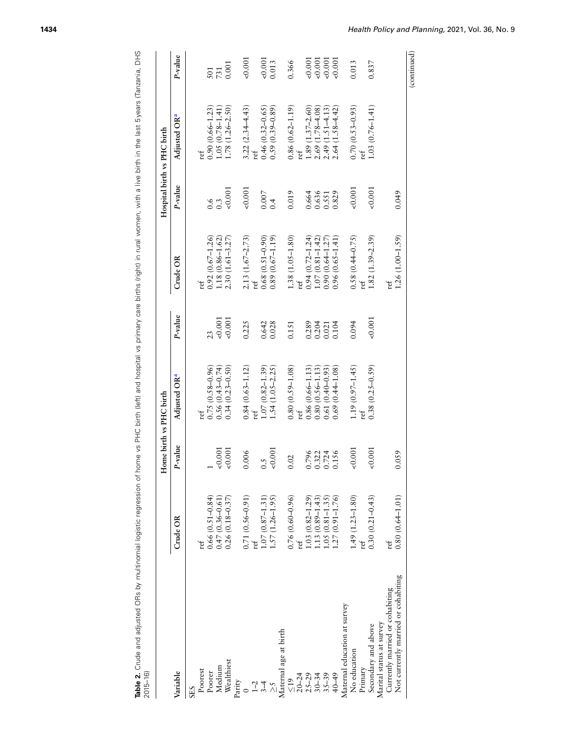**Table 2.** Crude and adjusted ORs by multinomial logistic regression of home vs PHC birth (left) and hospital vs primary care births (right) in rural women, with a live birth in the last 5 years (Tanzania, DHS 2015–16)

| Variable | Home birth vs PHC birth | | | | Hospital birth vs PHC birth | | | |
|---|---|---|---|---|---|---|---|---|
| | Crude OR | P-value | Adjusted OR[a] | P-value | Crude OR | P-value | Adjusted OR[a] | P-value |
| SES | | | | | | | | |
| Poorest | ref | | ref | | ref | | ref | |
| Poorer | 0.66 (0.51–0.84) | 1 | 0.75 (0.58–0.96) | 23 | 0.92 (0.67–1.26) | 0.6 | 0.90 (0.66–1.23) | 501 |
| Medium | 0.47 (0.36–0.61) | <0.001 | 0.56 (0.43–0.74) | <0.001 | 1.18 (0.86–1.62) | 0.3 | 1.05 (0.78–1.41) | 731 |
| Wealthiest | 0.26 (0.18–0.37) | <0.001 | 0.34 (0.23–0.50) | <0.001 | 2.30 (1.61–3.27) | <0.001 | 1.78 (1.26–2.50) | 0.001 |
| Parity | | | | | | | | |
| 0 | 0.71 (0.56–0.91) | 0.006 | 0.84 (0.63–1.12) | 0.225 | 2.13 (1.67–2.73) | <0.001 | 3.22 (2.34–4.43) | <0.001 |
| 1–2 | ref | | ref | | ref | | ref | |
| 3–4 | 1.07 (0.87–1.31) | 0.5 | 1.07 (0.82–1.39) | 0.642 | 0.68 (0.51–0.90) | 0.007 | 0.46 (0.32–0.65) | <0.001 |
| ≥5 | 1.57 (1.26–1.95) | <0.001 | 1.54 (1.05–2.25) | 0.028 | 0.89 (0.67–1.19) | 0.4 | 0.59 (0.39–0.89) | 0.013 |
| Maternal age at birth | | | | | | | | |
| ≤19 | 0.76 (0.60–0.96) | 0.02 | 0.80 (0.59–1.08) | 0.151 | 1.38 (1.05–1.80) | 0.019 | 0.86 (0.62–1.19) | 0.366 |
| 20–24 | ref | | ref | | ref | | ref | |
| 25–29 | 1.03 (0.82–1.29) | 0.796 | 0.86 (0.66–1.13) | 0.289 | 0.94 (0.72–1.24) | 0.664 | 1.89 (1.37–2.60) | <0.001 |
| 30–34 | 1.13 (0.89–1.43) | 0.322 | 0.80 (0.56–1.13) | 0.204 | 1.07 (0.81–1.42) | 0.636 | 2.69 (1.78–4.08) | <0.001 |
| 35–39 | 1.05 (0.81–1.35) | 0.724 | 0.61 (0.40–0.93) | 0.021 | 0.90 (0.64–1.27) | 0.551 | 2.49 (1.51–4.13) | <0.001 |
| 40–49 | 1.27 (0.91–1.76) | 0.156 | 0.69 (0.44–1.08) | 0.104 | 0.96 (0.65–1.41) | 0.829 | 2.64 (1.58–4.42) | <0.001 |
| Maternal education at survey | | | | | | | | |
| No education | 1.49 (1.23–1.80) | <0.001 | 1.19 (0.97–1.45) | 0.094 | 0.58 (0.44–0.75) | <0.001 | 0.70 (0.53–0.93) | 0.013 |
| Primary | ref | | ref | | ref | | ref | |
| Secondary and above | 0.30 (0.21–0.43) | <0.001 | 0.38 (0.25–0.59) | <0.001 | 1.82 (1.39–2.39) | <0.001 | 1.03 (0.76–1.41) | 0.837 |
| Marital status at survey | | | | | | | | |
| Currently married or cohabiting | ref | | | | ref | | | |
| Not currently married or cohabiting | 0.80 (0.64–1.01) | 0.059 | | | 1.26 (1.00–1.59) | 0.049 | | |

(continued)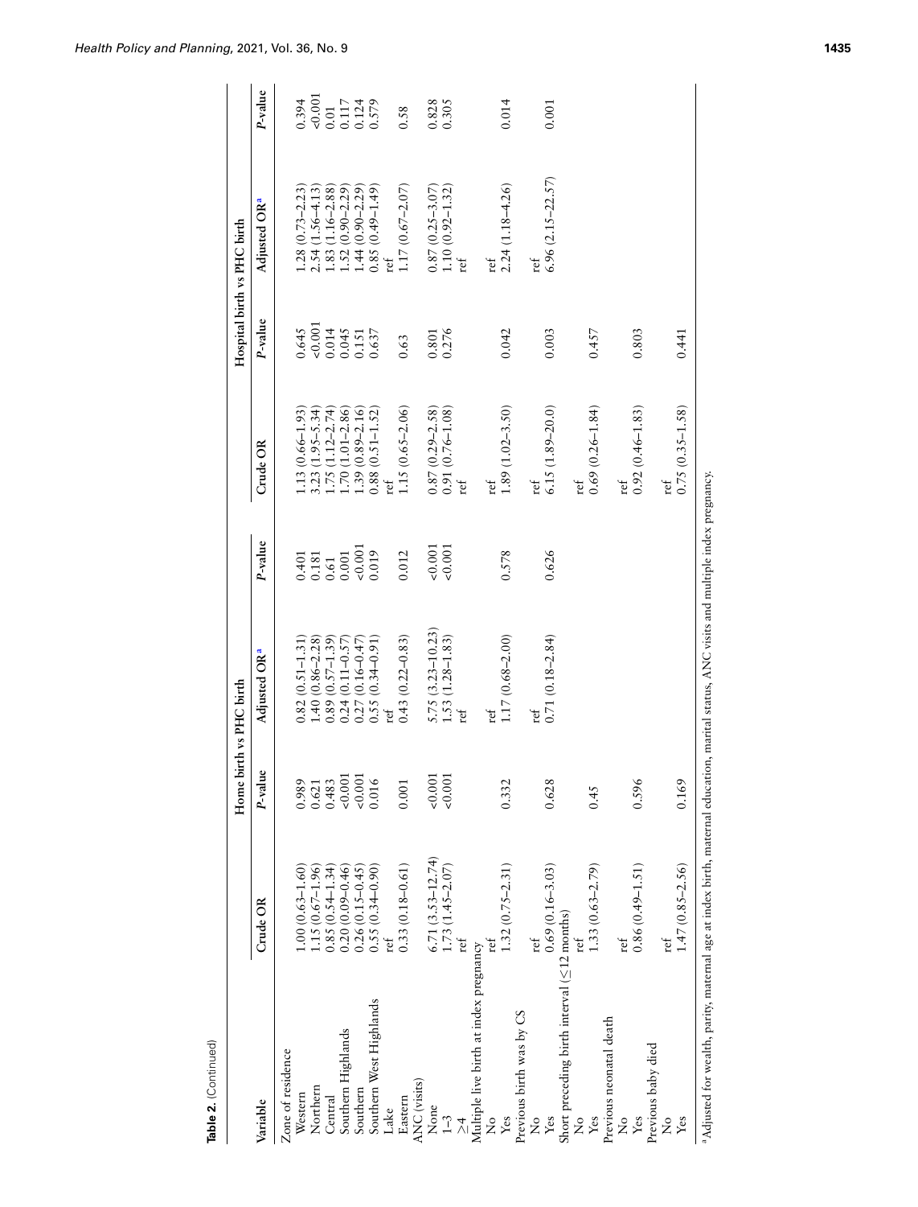**Table 2.** (Continued)

| Variable | Home birth vs PHC birth | | | | Hospital birth vs PHC birth | | | |
|---|---|---|---|---|---|---|---|---|
| | Crude OR | P-value | Adjusted OR[a] | P-value | Crude OR | P-value | Adjusted OR[a] | P-value |
| Zone of residence | | | | | | | | |
| Western | 1.00 (0.63–1.60) | 0.989 | 0.82 (0.51–1.31) | 0.401 | 1.13 (0.66–1.93) | 0.645 | 1.28 (0.73–2.23) | 0.394 |
| Northern | 1.15 (0.67–1.96) | 0.621 | 1.40 (0.86–2.28) | 0.181 | 3.23 (1.95–5.34) | <0.001 | 2.54 (1.56–4.13) | <0.001 |
| Central | 0.85 (0.54–1.34) | 0.483 | 0.89 (0.57–1.39) | 0.61 | 1.75 (1.12–2.74) | 0.014 | 1.83 (1.16–2.88) | 0.01 |
| Southern Highlands | 0.20 (0.09–0.46) | <0.001 | 0.24 (0.11–0.57) | 0.001 | 1.70 (1.01–2.86) | 0.045 | 1.52 (0.90–2.29) | 0.117 |
| Southern | 0.26 (0.15–0.45) | <0.001 | 0.27 (0.16–0.47) | <0.001 | 1.39 (0.89–2.16) | 0.151 | 1.44 (0.90–2.29) | 0.124 |
| Southern West Highlands | 0.55 (0.34–0.90) | 0.016 | 0.55 (0.34–0.91) | 0.019 | 0.88 (0.51–1.52) | 0.637 | 0.85 (0.49–1.49) | 0.579 |
| Lake | ref | | ref | | ref | | ref | |
| Eastern | 0.33 (0.18–0.61) | 0.001 | 0.43 (0.22–0.83) | 0.012 | 1.15 (0.65–2.06) | 0.63 | 1.17 (0.67–2.07) | 0.58 |
| ANC (visits) | | | | | | | | |
| None | 6.71 (3.53–12.74) | <0.001 | 5.75 (3.23–10.23) | <0.001 | 0.87 (0.29–2.58) | 0.801 | 0.87 (0.25–3.07) | 0.828 |
| 1–3 | 1.73 (1.45–2.07) | <0.001 | 1.53 (1.28–1.83) | <0.001 | 0.91 (0.76–1.08) | 0.276 | 1.10 (0.92–1.32) | 0.305 |
| ≥4 | ref | | ref | | ref | | ref | |
| Multiple live birth at index pregnancy | | | | | | | | |
| No | ref | | ref | | ref | | ref | |
| Yes | 1.32 (0.75–2.31) | 0.332 | 1.17 (0.68–2.00) | 0.578 | 1.89 (1.02–3.50) | 0.042 | 2.24 (1.18–4.26) | 0.014 |
| Previous birth was by CS | | | | | | | | |
| No | ref | | ref | | ref | | ref | |
| Yes | 0.69 (0.16–3.03) | 0.628 | 0.71 (0.18–2.84) | 0.626 | 6.15 (1.89–20.0) | 0.003 | 6.96 (2.15–22.57) | 0.001 |
| Short preceding birth interval (≤12 months) | | | | | | | | |
| No | ref | | | | ref | | | |
| Yes | 1.33 (0.63–2.79) | 0.45 | | | 0.69 (0.26–1.84) | 0.457 | | |
| Previous neonatal death | | | | | | | | |
| No | ref | | | | ref | | | |
| Yes | 0.86 (0.49–1.51) | 0.596 | | | 0.92 (0.46–1.83) | 0.803 | | |
| Previous baby died | | | | | | | | |
| No | ref | | | | ref | | | |
| Yes | 1.47 (0.85–2.56) | 0.169 | | | 0.75 (0.35–1.58) | 0.441 | | |

[a]Adjusted for wealth, parity, maternal age at index birth, maternal education, marital status, ANC visits and multiple index pregnancy.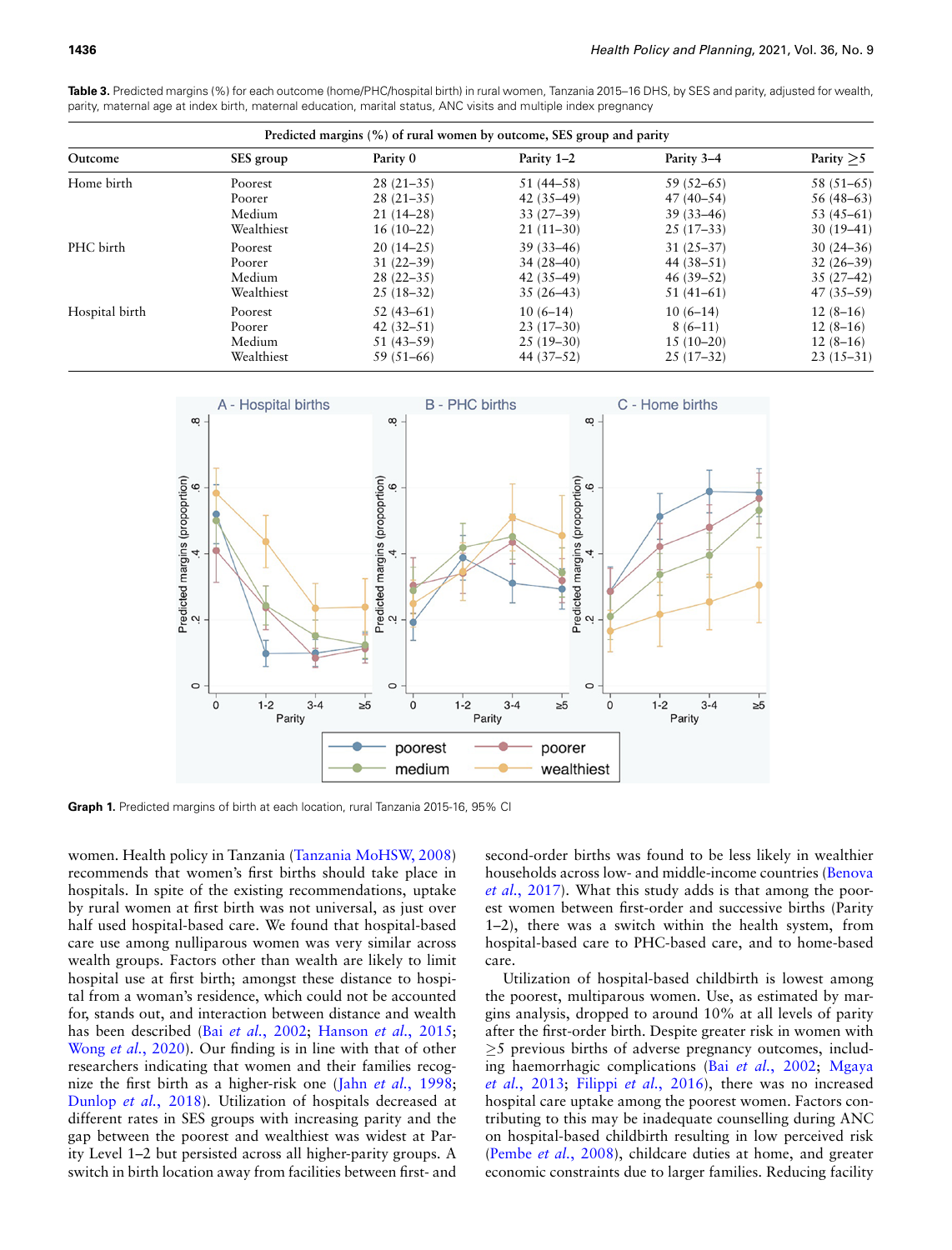**Table 3.** Predicted margins (%) for each outcome (home/PHC/hospital birth) in rural women, Tanzania 2015–16 DHS, by SES and parity, adjusted for wealth, parity, maternal age at index birth, maternal education, marital status, ANC visits and multiple index pregnancy

| Predicted margins (%) of rural women by outcome, SES group and parity | | | | | |
|---|---|---|---|---|---|
| Outcome | SES group | Parity 0 | Parity 1–2 | Parity 3–4 | Parity ≥5 |
| Home birth | Poorest | 28 (21–35) | 51 (44–58) | 59 (52–65) | 58 (51–65) |
| | Poorer | 28 (21–35) | 42 (35–49) | 47 (40–54) | 56 (48–63) |
| | Medium | 21 (14–28) | 33 (27–39) | 39 (33–46) | 53 (45–61) |
| | Wealthiest | 16 (10–22) | 21 (11–30) | 25 (17–33) | 30 (19–41) |
| PHC birth | Poorest | 20 (14–25) | 39 (33–46) | 31 (25–37) | 30 (24–36) |
| | Poorer | 31 (22–39) | 34 (28–40) | 44 (38–51) | 32 (26–39) |
| | Medium | 28 (22–35) | 42 (35–49) | 46 (39–52) | 35 (27–42) |
| | Wealthiest | 25 (18–32) | 35 (26–43) | 51 (41–61) | 47 (35–59) |
| Hospital birth | Poorest | 52 (43–61) | 10 (6–14) | 10 (6–14) | 12 (8–16) |
| | Poorer | 42 (32–51) | 23 (17–30) | 8 (6–11) | 12 (8–16) |
| | Medium | 51 (43–59) | 25 (19–30) | 15 (10–20) | 12 (8–16) |
| | Wealthiest | 59 (51–66) | 44 (37–52) | 25 (17–32) | 23 (15–31) |

**Graph 1.** Predicted margins of birth at each location, rural Tanzania 2015-16, 95% CI

women. Health policy in Tanzania (Tanzania MoHSW, 2008) recommends that women's first births should take place in hospitals. In spite of the existing recommendations, uptake by rural women at first birth was not universal, as just over half used hospital-based care. We found that hospital-based care use among nulliparous women was very similar across wealth groups. Factors other than wealth are likely to limit hospital use at first birth; amongst these distance to hospital from a woman's residence, which could not be accounted for, stands out, and interaction between distance and wealth has been described (Bai *et al.*, 2002; Hanson *et al.*, 2015; Wong *et al.*, 2020). Our finding is in line with that of other researchers indicating that women and their families recognize the first birth as a higher-risk one (Jahn *et al.*, 1998; Dunlop *et al.*, 2018). Utilization of hospitals decreased at different rates in SES groups with increasing parity and the gap between the poorest and wealthiest was widest at Parity Level 1–2 but persisted across all higher-parity groups. A switch in birth location away from facilities between first- and second-order births was found to be less likely in wealthier households across low- and middle-income countries (Benova *et al.*, 2017). What this study adds is that among the poorest women between first-order and successive births (Parity 1–2), there was a switch within the health system, from hospital-based care to PHC-based care, and to home-based care.

Utilization of hospital-based childbirth is lowest among the poorest, multiparous women. Use, as estimated by margins analysis, dropped to around 10% at all levels of parity after the first-order birth. Despite greater risk in women with ≥5 previous births of adverse pregnancy outcomes, including haemorrhagic complications (Bai *et al.*, 2002; Mgaya *et al.*, 2013; Filippi *et al.*, 2016), there was no increased hospital care uptake among the poorest women. Factors contributing to this may be inadequate counselling during ANC on hospital-based childbirth resulting in low perceived risk (Pembe *et al.*, 2008), childcare duties at home, and greater economic constraints due to larger families. Reducing facility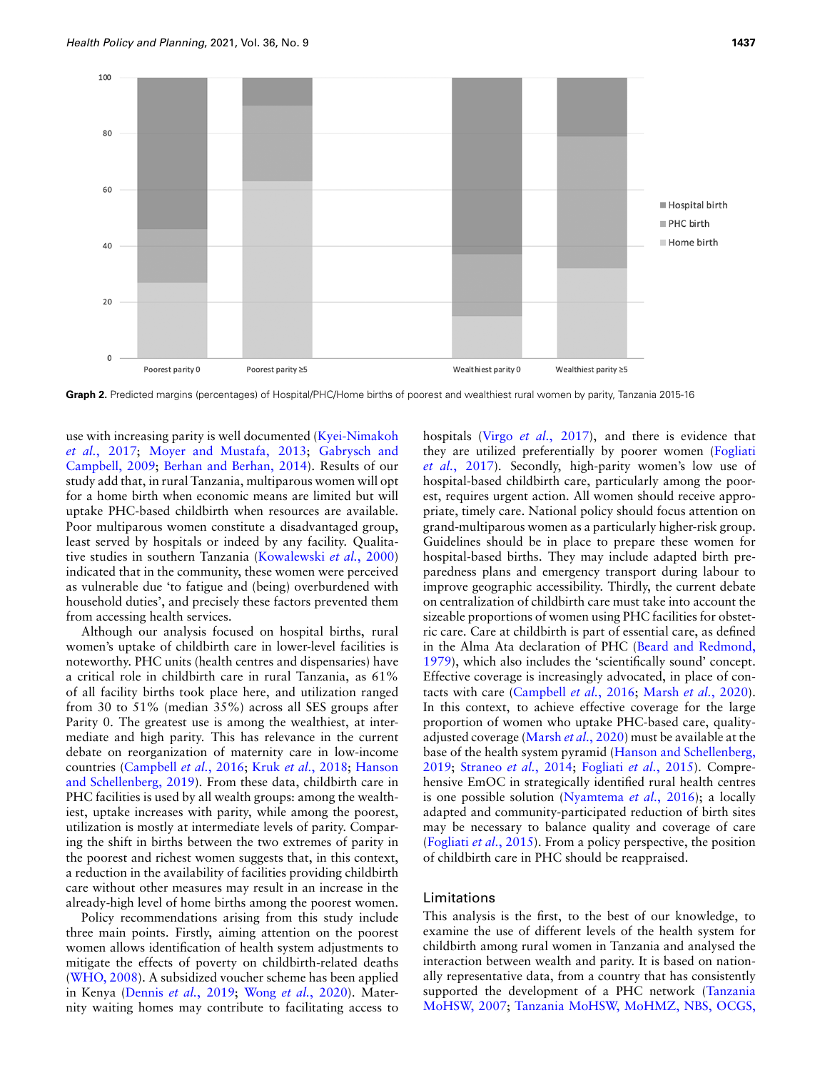Graph 2. Predicted margins (percentages) of Hospital/PHC/Home births of poorest and wealthiest rural women by parity, Tanzania 2015-16

use with increasing parity is well documented (Kyei-Nimakoh *et al.*, 2017; Moyer and Mustafa, 2013; Gabrysch and Campbell, 2009; Berhan and Berhan, 2014). Results of our study add that, in rural Tanzania, multiparous women will opt for a home birth when economic means are limited but will uptake PHC-based childbirth when resources are available. Poor multiparous women constitute a disadvantaged group, least served by hospitals or indeed by any facility. Qualitative studies in southern Tanzania (Kowalewski *et al.*, 2000) indicated that in the community, these women were perceived as vulnerable due 'to fatigue and (being) overburdened with household duties', and precisely these factors prevented them from accessing health services.

Although our analysis focused on hospital births, rural women's uptake of childbirth care in lower-level facilities is noteworthy. PHC units (health centres and dispensaries) have a critical role in childbirth care in rural Tanzania, as 61% of all facility births took place here, and utilization ranged from 30 to 51% (median 35%) across all SES groups after Parity 0. The greatest use is among the wealthiest, at intermediate and high parity. This has relevance in the current debate on reorganization of maternity care in low-income countries (Campbell *et al.*, 2016; Kruk *et al.*, 2018; Hanson and Schellenberg, 2019). From these data, childbirth care in PHC facilities is used by all wealth groups: among the wealthiest, uptake increases with parity, while among the poorest, utilization is mostly at intermediate levels of parity. Comparing the shift in births between the two extremes of parity in the poorest and richest women suggests that, in this context, a reduction in the availability of facilities providing childbirth care without other measures may result in an increase in the already-high level of home births among the poorest women.

Policy recommendations arising from this study include three main points. Firstly, aiming attention on the poorest women allows identification of health system adjustments to mitigate the effects of poverty on childbirth-related deaths (WHO, 2008). A subsidized voucher scheme has been applied in Kenya (Dennis *et al.*, 2019; Wong *et al.*, 2020). Maternity waiting homes may contribute to facilitating access to hospitals (Virgo *et al.*, 2017), and there is evidence that they are utilized preferentially by poorer women (Fogliati *et al.*, 2017). Secondly, high-parity women's low use of hospital-based childbirth care, particularly among the poorest, requires urgent action. All women should receive appropriate, timely care. National policy should focus attention on grand-multiparous women as a particularly higher-risk group. Guidelines should be in place to prepare these women for hospital-based births. They may include adapted birth preparedness plans and emergency transport during labour to improve geographic accessibility. Thirdly, the current debate on centralization of childbirth care must take into account the sizeable proportions of women using PHC facilities for obstetric care. Care at childbirth is part of essential care, as defined in the Alma Ata declaration of PHC (Beard and Redmond, 1979), which also includes the 'scientifically sound' concept. Effective coverage is increasingly advocated, in place of contacts with care (Campbell *et al.*, 2016; Marsh *et al.*, 2020). In this context, to achieve effective coverage for the large proportion of women who uptake PHC-based care, quality-adjusted coverage (Marsh *et al.*, 2020) must be available at the base of the health system pyramid (Hanson and Schellenberg, 2019; Straneo *et al.*, 2014; Fogliati *et al.*, 2015). Comprehensive EmOC in strategically identified rural health centres is one possible solution (Nyamtema *et al.*, 2016); a locally adapted and community-participated reduction of birth sites may be necessary to balance quality and coverage of care (Fogliati *et al.*, 2015). From a policy perspective, the position of childbirth care in PHC should be reappraised.

## Limitations

This analysis is the first, to the best of our knowledge, to examine the use of different levels of the health system for childbirth among rural women in Tanzania and analysed the interaction between wealth and parity. It is based on nationally representative data, from a country that has consistently supported the development of a PHC network (Tanzania MoHSW, 2007; Tanzania MoHSW, MoHMZ, NBS, OCGS,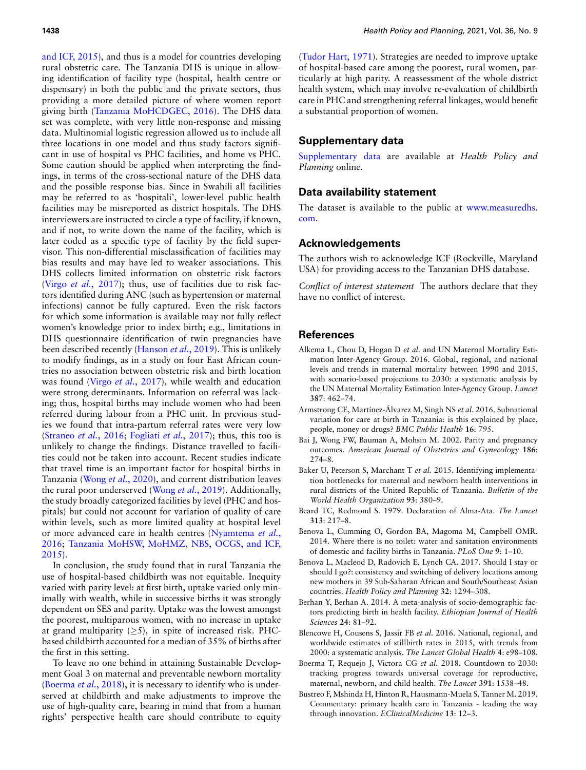and ICF, 2015), and thus is a model for countries developing rural obstetric care. The Tanzania DHS is unique in allowing identification of facility type (hospital, health centre or dispensary) in both the public and the private sectors, thus providing a more detailed picture of where women report giving birth (Tanzania MoHCDGEC, 2016). The DHS data set was complete, with very little non-response and missing data. Multinomial logistic regression allowed us to include all three locations in one model and thus study factors significant in use of hospital vs PHC facilities, and home vs PHC. Some caution should be applied when interpreting the findings, in terms of the cross-sectional nature of the DHS data and the possible response bias. Since in Swahili all facilities may be referred to as 'hospitali', lower-level public health facilities may be misreported as district hospitals. The DHS interviewers are instructed to circle a type of facility, if known, and if not, to write down the name of the facility, which is later coded as a specific type of facility by the field supervisor. This non-differential misclassification of facilities may bias results and may have led to weaker associations. This DHS collects limited information on obstetric risk factors (Virgo *et al.*, 2017); thus, use of facilities due to risk factors identified during ANC (such as hypertension or maternal infections) cannot be fully captured. Even the risk factors for which some information is available may not fully reflect women's knowledge prior to index birth; e.g., limitations in DHS questionnaire identification of twin pregnancies have been described recently (Hanson *et al.*, 2019). This is unlikely to modify findings, as in a study on four East African countries no association between obstetric risk and birth location was found (Virgo *et al.*, 2017), while wealth and education were strong determinants. Information on referral was lacking; thus, hospital births may include women who had been referred during labour from a PHC unit. In previous studies we found that intra-partum referral rates were very low (Straneo *et al.*, 2016; Fogliati *et al.*, 2017); thus, this too is unlikely to change the findings. Distance travelled to facilities could not be taken into account. Recent studies indicate that travel time is an important factor for hospital births in Tanzania (Wong *et al.*, 2020), and current distribution leaves the rural poor underserved (Wong *et al.*, 2019). Additionally, the study broadly categorized facilities by level (PHC and hospitals) but could not account for variation of quality of care within levels, such as more limited quality at hospital level or more advanced care in health centres (Nyamtema *et al.*, 2016; Tanzania MoHSW, MoHMZ, NBS, OCGS, and ICF, 2015).

In conclusion, the study found that in rural Tanzania the use of hospital-based childbirth was not equitable. Inequity varied with parity level: at first birth, uptake varied only minimally with wealth, while in successive births it was strongly dependent on SES and parity. Uptake was the lowest amongst the poorest, multiparous women, with no increase in uptake at grand multiparity ($\geq$5), in spite of increased risk. PHC-based childbirth accounted for a median of 35% of births after the first in this setting.

To leave no one behind in attaining Sustainable Development Goal 3 on maternal and preventable newborn mortality (Boerma *et al.*, 2018), it is necessary to identify who is underserved at childbirth and make adjustments to improve the use of high-quality care, bearing in mind that from a human rights' perspective health care should contribute to equity (Tudor Hart, 1971). Strategies are needed to improve uptake of hospital-based care among the poorest, rural women, particularly at high parity. A reassessment of the whole district health system, which may involve re-evaluation of childbirth care in PHC and strengthening referral linkages, would benefit a substantial proportion of women.

## Supplementary data

Supplementary data are available at *Health Policy and Planning* online.

## Data availability statement

The dataset is available to the public at www.measuredhs.com.

## Acknowledgements

The authors wish to acknowledge ICF (Rockville, Maryland USA) for providing access to the Tanzanian DHS database.

*Conflict of interest statement* The authors declare that they have no conflict of interest.

## References

Alkema L, Chou D, Hogan D *et al.* and UN Maternal Mortality Estimation Inter-Agency Group. 2016. Global, regional, and national levels and trends in maternal mortality between 1990 and 2015, with scenario-based projections to 2030: a systematic analysis by the UN Maternal Mortality Estimation Inter-Agency Group. *Lancet* **387**: 462–74.

Armstrong CE, Martínez-Álvarez M, Singh NS *et al.* 2016. Subnational variation for care at birth in Tanzania: is this explained by place, people, money or drugs? *BMC Public Health* **16**: 795.

Bai J, Wong FW, Bauman A, Mohsin M. 2002. Parity and pregnancy outcomes. *American Journal of Obstetrics and Gynecology* **186**: 274–8.

Baker U, Peterson S, Marchant T *et al.* 2015. Identifying implementation bottlenecks for maternal and newborn health interventions in rural districts of the United Republic of Tanzania. *Bulletin of the World Health Organization* **93**: 380–9.

Beard TC, Redmond S. 1979. Declaration of Alma-Ata. *The Lancet* **313**: 217–8.

Benova L, Cumming O, Gordon BA, Magoma M, Campbell OMR. 2014. Where there is no toilet: water and sanitation environments of domestic and facility births in Tanzania. *PLoS One* **9**: 1–10.

Benova L, Macleod D, Radovich E, Lynch CA. 2017. Should I stay or should I go?: consistency and switching of delivery locations among new mothers in 39 Sub-Saharan African and South/Southeast Asian countries. *Health Policy and Planning* **32**: 1294–308.

Berhan Y, Berhan A. 2014. A meta-analysis of socio-demographic factors predicting birth in health facility. *Ethiopian Journal of Health Sciences* **24**: 81–92.

Blencowe H, Cousens S, Jassir FB *et al.* 2016. National, regional, and worldwide estimates of stillbirth rates in 2015, with trends from 2000: a systematic analysis. *The Lancet Global Health* **4**: e98–108.

Boerma T, Requejo J, Victora CG *et al.* 2018. Countdown to 2030: tracking progress towards universal coverage for reproductive, maternal, newborn, and child health. *The Lancet* **391**: 1538–48.

Bustreo F, Mshinda H, Hinton R, Hausmann-Muela S, Tanner M. 2019. Commentary: primary health care in Tanzania - leading the way through innovation. *EClinicalMedicine* **13**: 12–3.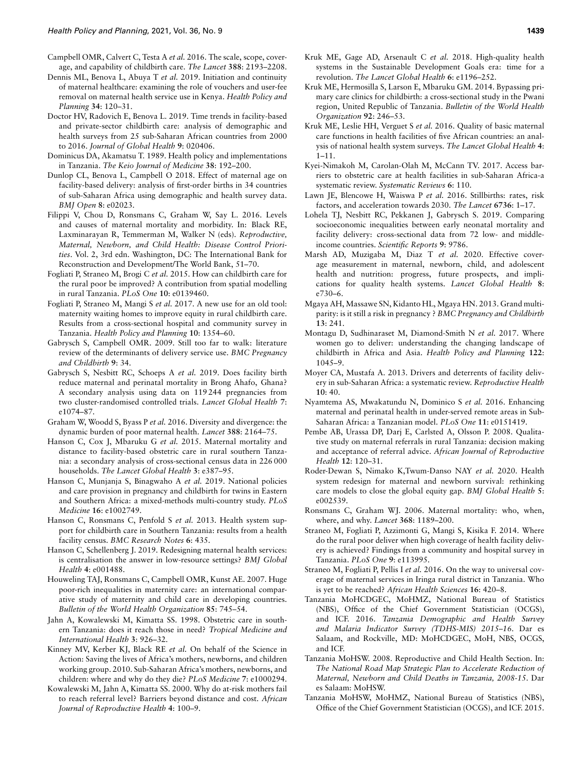Campbell OMR, Calvert C, Testa A *et al.* 2016. The scale, scope, coverage, and capability of childbirth care. *The Lancet* **388**: 2193–2208.

Dennis ML, Benova L, Abuya T *et al.* 2019. Initiation and continuity of maternal healthcare: examining the role of vouchers and user-fee removal on maternal health service use in Kenya. *Health Policy and Planning* **34**: 120–31.

Doctor HV, Radovich E, Benova L. 2019. Time trends in facility-based and private-sector childbirth care: analysis of demographic and health surveys from 25 sub-Saharan African countries from 2000 to 2016. *Journal of Global Health* **9**: 020406.

Dominicus DA, Akamatsu T. 1989. Health policy and implementations in Tanzania. *The Keio Journal of Medicine* **38**: 192–200.

Dunlop CL, Benova L, Campbell O 2018. Effect of maternal age on facility-based delivery: analysis of first-order births in 34 countries of sub-Saharan Africa using demographic and health survey data. *BMJ Open* **8**: e02023.

Filippi V, Chou D, Ronsmans C, Graham W, Say L. 2016. Levels and causes of maternal mortality and morbidity. In: Black RE, Laxminarayan R, Temmerman M, Walker N (eds). *Reproductive, Maternal, Newborn, and Child Health: Disease Control Priorities*. Vol. 2, 3rd edn. Washington, DC: The International Bank for Reconstruction and Development/The World Bank, 51–70.

Fogliati P, Straneo M, Brogi C *et al.* 2015. How can childbirth care for the rural poor be improved? A contribution from spatial modelling in rural Tanzania. *PLoS One* **10**: e0139460.

Fogliati P, Straneo M, Mangi S *et al.* 2017. A new use for an old tool: maternity waiting homes to improve equity in rural childbirth care. Results from a cross-sectional hospital and community survey in Tanzania. *Health Policy and Planning* **10**: 1354–60.

Gabrysch S, Campbell OMR. 2009. Still too far to walk: literature review of the determinants of delivery service use. *BMC Pregnancy and Childbirth* **9**: 34.

Gabrysch S, Nesbitt RC, Schoeps A *et al.* 2019. Does facility birth reduce maternal and perinatal mortality in Brong Ahafo, Ghana? A secondary analysis using data on 119 244 pregnancies from two cluster-randomised controlled trials. *Lancet Global Health* **7**: e1074–87.

Graham W, Woodd S, Byass P *et al.* 2016. Diversity and divergence: the dynamic burden of poor maternal health. *Lancet* **388**: 2164–75.

Hanson C, Cox J, Mbaruku G *et al.* 2015. Maternal mortality and distance to facility-based obstetric care in rural southern Tanzania: a secondary analysis of cross-sectional census data in 226 000 households. *The Lancet Global Health* **3**: e387–95.

Hanson C, Munjanja S, Binagwaho A *et al.* 2019. National policies and care provision in pregnancy and childbirth for twins in Eastern and Southern Africa: a mixed-methods multi-country study. *PLoS Medicine* **16**: e1002749.

Hanson C, Ronsmans C, Penfold S *et al.* 2013. Health system support for childbirth care in Southern Tanzania: results from a health facility census. *BMC Research Notes* **6**: 435.

Hanson C, Schellenberg J. 2019. Redesigning maternal health services: is centralisation the answer in low-resource settings? *BMJ Global Health* **4**: e001488.

Houweling TAJ, Ronsmans C, Campbell OMR, Kunst AE. 2007. Huge poor-rich inequalities in maternity care: an international comparative study of maternity and child care in developing countries. *Bulletin of the World Health Organization* **85**: 745–54.

Jahn A, Kowalewski M, Kimatta SS. 1998. Obstetric care in southern Tanzania: does it reach those in need? *Tropical Medicine and International Health* **3**: 926–32.

Kinney MV, Kerber KJ, Black RE *et al.* On behalf of the Science in Action: Saving the lives of Africa's mothers, newborns, and children working group. 2010. Sub-Saharan Africa's mothers, newborns, and children: where and why do they die? *PLoS Medicine* **7**: e1000294.

Kowalewski M, Jahn A, Kimatta SS. 2000. Why do at-risk mothers fail to reach referral level? Barriers beyond distance and cost. *African Journal of Reproductive Health* **4**: 100–9.

Kruk ME, Gage AD, Arsenault C *et al.* 2018. High-quality health systems in the Sustainable Development Goals era: time for a revolution. *The Lancet Global Health* **6**: e1196–252.

Kruk ME, Hermosilla S, Larson E, Mbaruku GM. 2014. Bypassing primary care clinics for childbirth: a cross-sectional study in the Pwani region, United Republic of Tanzania. *Bulletin of the World Health Organization* **92**: 246–53.

Kruk ME, Leslie HH, Verguet S *et al.* 2016. Quality of basic maternal care functions in health facilities of five African countries: an analysis of national health system surveys. *The Lancet Global Health* **4**: 1–11.

Kyei-Nimakoh M, Carolan-Olah M, McCann TV. 2017. Access barriers to obstetric care at health facilities in sub-Saharan Africa-a systematic review. *Systematic Reviews* **6**: 110.

Lawn JE, Blencowe H, Waiswa P *et al.* 2016. Stillbirths: rates, risk factors, and acceleration towards 2030. *The Lancet* **6736**: 1–17.

Lohela TJ, Nesbitt RC, Pekkanen J, Gabrysch S. 2019. Comparing socioeconomic inequalities between early neonatal mortality and facility delivery: cross-sectional data from 72 low- and middle-income countries. *Scientific Reports* **9**: 9786.

Marsh AD, Muzigaba M, Diaz T *et al.* 2020. Effective coverage measurement in maternal, newborn, child, and adolescent health and nutrition: progress, future prospects, and implications for quality health systems. *Lancet Global Health* **8**: e730–6.

Mgaya AH, Massawe SN, Kidanto HL, Mgaya HN. 2013. Grand multiparity: is it still a risk in pregnancy ? *BMC Pregnancy and Childbirth* **13**: 241.

Montagu D, Sudhinaraset M, Diamond-Smith N *et al.* 2017. Where women go to deliver: understanding the changing landscape of childbirth in Africa and Asia. *Health Policy and Planning* **122**: 1045–9.

Moyer CA, Mustafa A. 2013. Drivers and deterrents of facility delivery in sub-Saharan Africa: a systematic review. *Reproductive Health* **10**: 40.

Nyamtema AS, Mwakatundu N, Dominico S *et al.* 2016. Enhancing maternal and perinatal health in under-served remote areas in Sub-Saharan Africa: a Tanzanian model. *PLoS One* **11**: e0151419.

Pembe AB, Urassa DP, Darj E, Carlsted A, Olsson P. 2008. Qualitative study on maternal referrals in rural Tanzania: decision making and acceptance of referral advice. *African Journal of Reproductive Health* **12**: 120–31.

Roder-Dewan S, Nimako K,Twum-Danso NAY *et al.* 2020. Health system redesign for maternal and newborn survival: rethinking care models to close the global equity gap. *BMJ Global Health* **5**: e002539.

Ronsmans C, Graham WJ. 2006. Maternal mortality: who, when, where, and why. *Lancet* **368**: 1189–200.

Straneo M, Fogliati P, Azzimonti G, Mangi S, Kisika F. 2014. Where do the rural poor deliver when high coverage of health facility delivery is achieved? Findings from a community and hospital survey in Tanzania. *PLoS One* **9**: e113995.

Straneo M, Fogliati P, Pellis I *et al.* 2016. On the way to universal coverage of maternal services in Iringa rural district in Tanzania. Who is yet to be reached? *African Health Sciences* **16**: 420–8.

Tanzania MoHCDGEC, MoHMZ, National Bureau of Statistics (NBS), Office of the Chief Government Statistician (OCGS), and ICF. 2016. *Tanzania Demographic and Health Survey and Malaria Indicator Survey (TDHS-MIS) 2015–16*. Dar es Salaam, and Rockville, MD: MoHCDGEC, MoH, NBS, OCGS, and ICF.

Tanzania MoHSW. 2008. Reproductive and Child Health Section. In: *The National Road Map Strategic Plan to Accelerate Reduction of Maternal, Newborn and Child Deaths in Tanzania, 2008-15*. Dar es Salaam: MoHSW.

Tanzania MoHSW, MoHMZ, National Bureau of Statistics (NBS), Office of the Chief Government Statistician (OCGS), and ICF. 2015.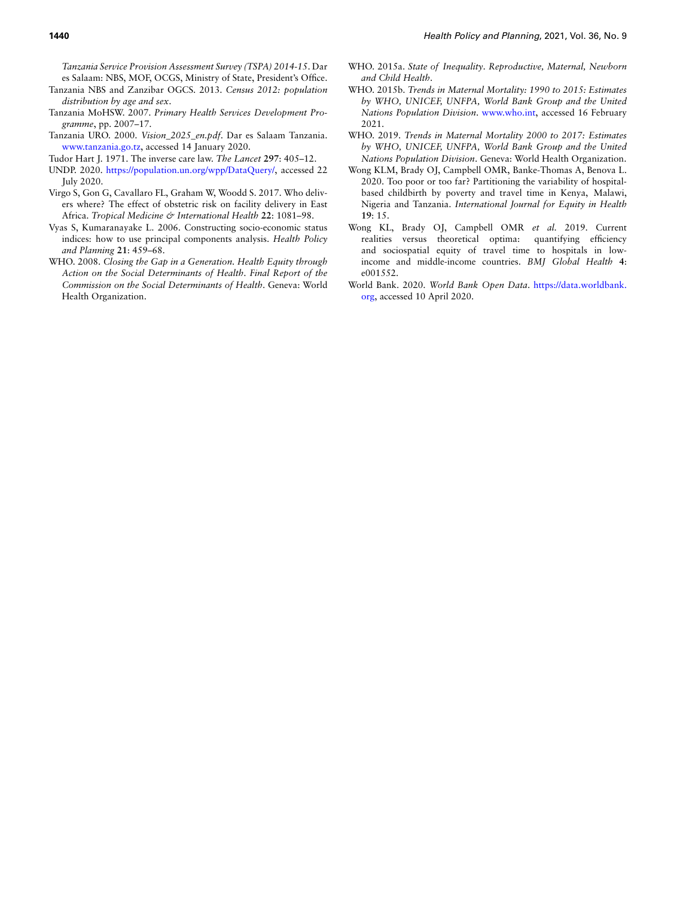*Tanzania Service Provision Assessment Survey (TSPA) 2014-15*. Dar es Salaam: NBS, MOF, OCGS, Ministry of State, President's Office.

Tanzania NBS and Zanzibar OGCS. 2013. *Census 2012: population distribution by age and sex*.

Tanzania MoHSW. 2007. *Primary Health Services Development Programme*, pp. 2007–17.

Tanzania URO. 2000. *Vision_2025_en.pdf*. Dar es Salaam Tanzania. www.tanzania.go.tz, accessed 14 January 2020.

Tudor Hart J. 1971. The inverse care law. *The Lancet* **297**: 405–12.

UNDP. 2020. https://population.un.org/wpp/DataQuery/, accessed 22 July 2020.

Virgo S, Gon G, Cavallaro FL, Graham W, Woodd S. 2017. Who delivers where? The effect of obstetric risk on facility delivery in East Africa. *Tropical Medicine & International Health* **22**: 1081–98.

Vyas S, Kumaranayake L. 2006. Constructing socio-economic status indices: how to use principal components analysis. *Health Policy and Planning* **21**: 459–68.

WHO. 2008. *Closing the Gap in a Generation. Health Equity through Action on the Social Determinants of Health. Final Report of the Commission on the Social Determinants of Health*. Geneva: World Health Organization.

WHO. 2015a. *State of Inequality. Reproductive, Maternal, Newborn and Child Health*.

WHO. 2015b. *Trends in Maternal Mortality: 1990 to 2015: Estimates by WHO, UNICEF, UNFPA, World Bank Group and the United Nations Population Division*. www.who.int, accessed 16 February 2021.

WHO. 2019. *Trends in Maternal Mortality 2000 to 2017: Estimates by WHO, UNICEF, UNFPA, World Bank Group and the United Nations Population Division*. Geneva: World Health Organization.

Wong KLM, Brady OJ, Campbell OMR, Banke-Thomas A, Benova L. 2020. Too poor or too far? Partitioning the variability of hospital-based childbirth by poverty and travel time in Kenya, Malawi, Nigeria and Tanzania. *International Journal for Equity in Health* **19**: 15.

Wong KL, Brady OJ, Campbell OMR *et al.* 2019. Current realities versus theoretical optima: quantifying efficiency and sociospatial equity of travel time to hospitals in low-income and middle-income countries. *BMJ Global Health* **4**: e001552.

World Bank. 2020. *World Bank Open Data*. https://data.worldbank.org, accessed 10 April 2020.